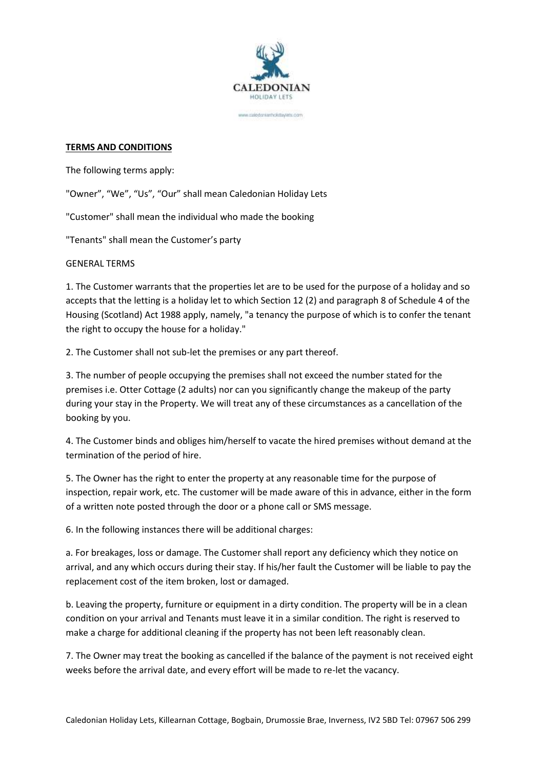**TERMS AND CONDITIONS**

The following terms apply:

"Owner", "We", "Us", "Our" shall mean Caledonian Holiday Lets

"Customer" shall mean the individual who made the booking

"Tenants" shall mean the Customer's party

GENERAL TERMS

1. The Customer warrants that the properties let are to be used for the purpose of a holiday and so accepts that the letting is a holiday let to which Section 12 (2) and paragraph 8 of Schedule 4 of the Housing (Scotland) Act 1988 apply, namely, "a tenancy the purpose of which is to confer the tenant the right to occupy the house for a holiday."

2. The Customer shall not sub-let the premises or any part thereof.

3. The number of people occupying the premises shall not exceed the number stated for the premises i.e. Otter Cottage (2 adults) nor can you significantly change the makeup of the party during your stay in the Property. We will treat any of these circumstances as a cancellation of the booking by you.

4. The Customer binds and obliges him/herself to vacate the hired premises without demand at the termination of the period of hire.

5. The Owner has the right to enter the property at any reasonable time for the purpose of inspection, repair work, etc. The customer will be made aware of this in advance, either in the form of a written note posted through the door or a phone call or SMS message.

6. In the following instances there will be additional charges:

a. For breakages, loss or damage. The Customer shall report any deficiency which they notice on arrival, and any which occurs during their stay. If his/her fault the Customer will be liable to pay the replacement cost of the item broken, lost or damaged.

b. Leaving the property, furniture or equipment in a dirty condition. The property will be in a clean condition on your arrival and Tenants must leave it in a similar condition. The right is reserved to make a charge for additional cleaning if the property has not been left reasonably clean.

7. The Owner may treat the booking as cancelled if the balance of the payment is not received eight weeks before the arrival date, and every effort will be made to re-let the vacancy.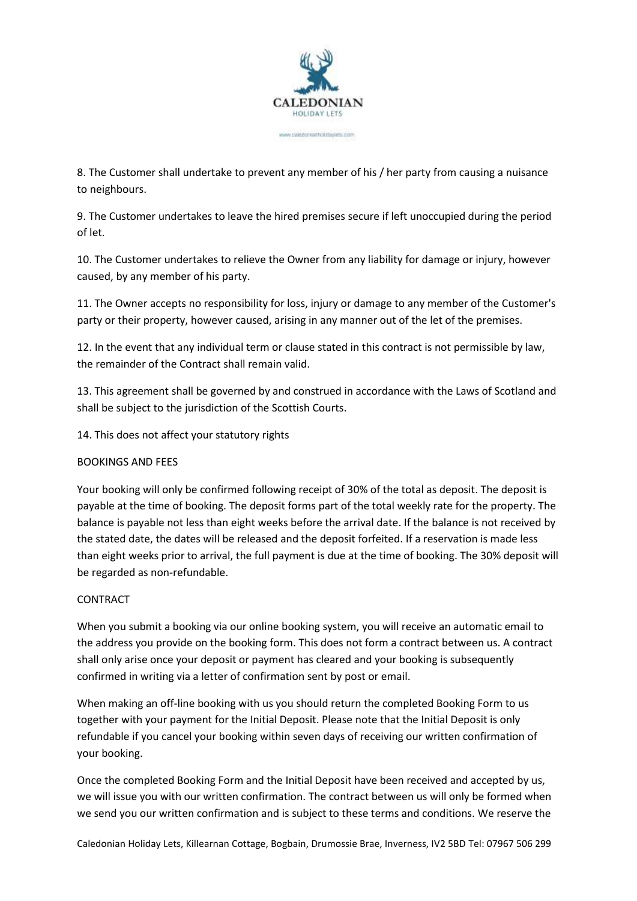8. The Customer shall undertake to prevent any member of his / her party from causing a nuisance to neighbours.

9. The Customer undertakes to leave the hired premises secure if left unoccupied during the period of let.

10. The Customer undertakes to relieve the Owner from any liability for damage or injury, however caused, by any member of his party.

11. The Owner accepts no responsibility for loss, injury or damage to any member of the Customer's party or their property, however caused, arising in any manner out of the let of the premises.

12. In the event that any individual term or clause stated in this contract is not permissible by law, the remainder of the Contract shall remain valid.

13. This agreement shall be governed by and construed in accordance with the Laws of Scotland and shall be subject to the jurisdiction of the Scottish Courts.

14. This does not affect your statutory rights

## BOOKINGS AND FEES

Your booking will only be confirmed following receipt of 30% of the total as deposit. The deposit is payable at the time of booking. The deposit forms part of the total weekly rate for the property. The balance is payable not less than eight weeks before the arrival date. If the balance is not received by the stated date, the dates will be released and the deposit forfeited. If a reservation is made less than eight weeks prior to arrival, the full payment is due at the time of booking. The 30% deposit will be regarded as non-refundable.

## CONTRACT

When you submit a booking via our online booking system, you will receive an automatic email to the address you provide on the booking form. This does not form a contract between us. A contract shall only arise once your deposit or payment has cleared and your booking is subsequently confirmed in writing via a letter of confirmation sent by post or email.

When making an off-line booking with us you should return the completed Booking Form to us together with your payment for the Initial Deposit. Please note that the Initial Deposit is only refundable if you cancel your booking within seven days of receiving our written confirmation of your booking.

Once the completed Booking Form and the Initial Deposit have been received and accepted by us, we will issue you with our written confirmation. The contract between us will only be formed when we send you our written confirmation and is subject to these terms and conditions. We reserve the

Caledonian Holiday Lets, Killearnan Cottage, Bogbain, Drumossie Brae, Inverness, IV2 5BD Tel: 07967 506 299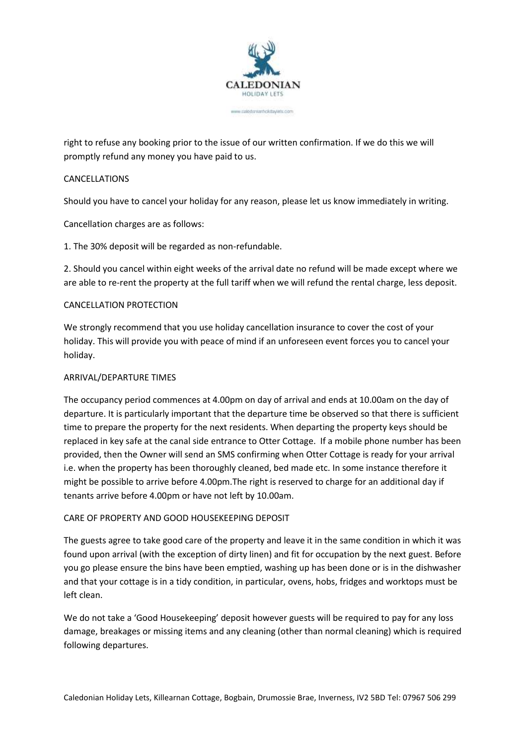right to refuse any booking prior to the issue of our written confirmation. If we do this we will promptly refund any money you have paid to us.

## CANCELLATIONS

Should you have to cancel your holiday for any reason, please let us know immediately in writing.

Cancellation charges are as follows:

1. The 30% deposit will be regarded as non-refundable.

2. Should you cancel within eight weeks of the arrival date no refund will be made except where we are able to re-rent the property at the full tariff when we will refund the rental charge, less deposit.

## CANCELLATION PROTECTION

We strongly recommend that you use holiday cancellation insurance to cover the cost of your holiday. This will provide you with peace of mind if an unforeseen event forces you to cancel your holiday.

## ARRIVAL/DEPARTURE TIMES

The occupancy period commences at 4.00pm on day of arrival and ends at 10.00am on the day of departure. It is particularly important that the departure time be observed so that there is sufficient time to prepare the property for the next residents. When departing the property keys should be replaced in key safe at the canal side entrance to Otter Cottage. If a mobile phone number has been provided, then the Owner will send an SMS confirming when Otter Cottage is ready for your arrival i.e. when the property has been thoroughly cleaned, bed made etc. In some instance therefore it might be possible to arrive before 4.00pm.The right is reserved to charge for an additional day if tenants arrive before 4.00pm or have not left by 10.00am.

## CARE OF PROPERTY AND GOOD HOUSEKEEPING DEPOSIT

The guests agree to take good care of the property and leave it in the same condition in which it was found upon arrival (with the exception of dirty linen) and fit for occupation by the next guest. Before you go please ensure the bins have been emptied, washing up has been done or is in the dishwasher and that your cottage is in a tidy condition, in particular, ovens, hobs, fridges and worktops must be left clean.

We do not take a 'Good Housekeeping' deposit however guests will be required to pay for any loss damage, breakages or missing items and any cleaning (other than normal cleaning) which is required following departures.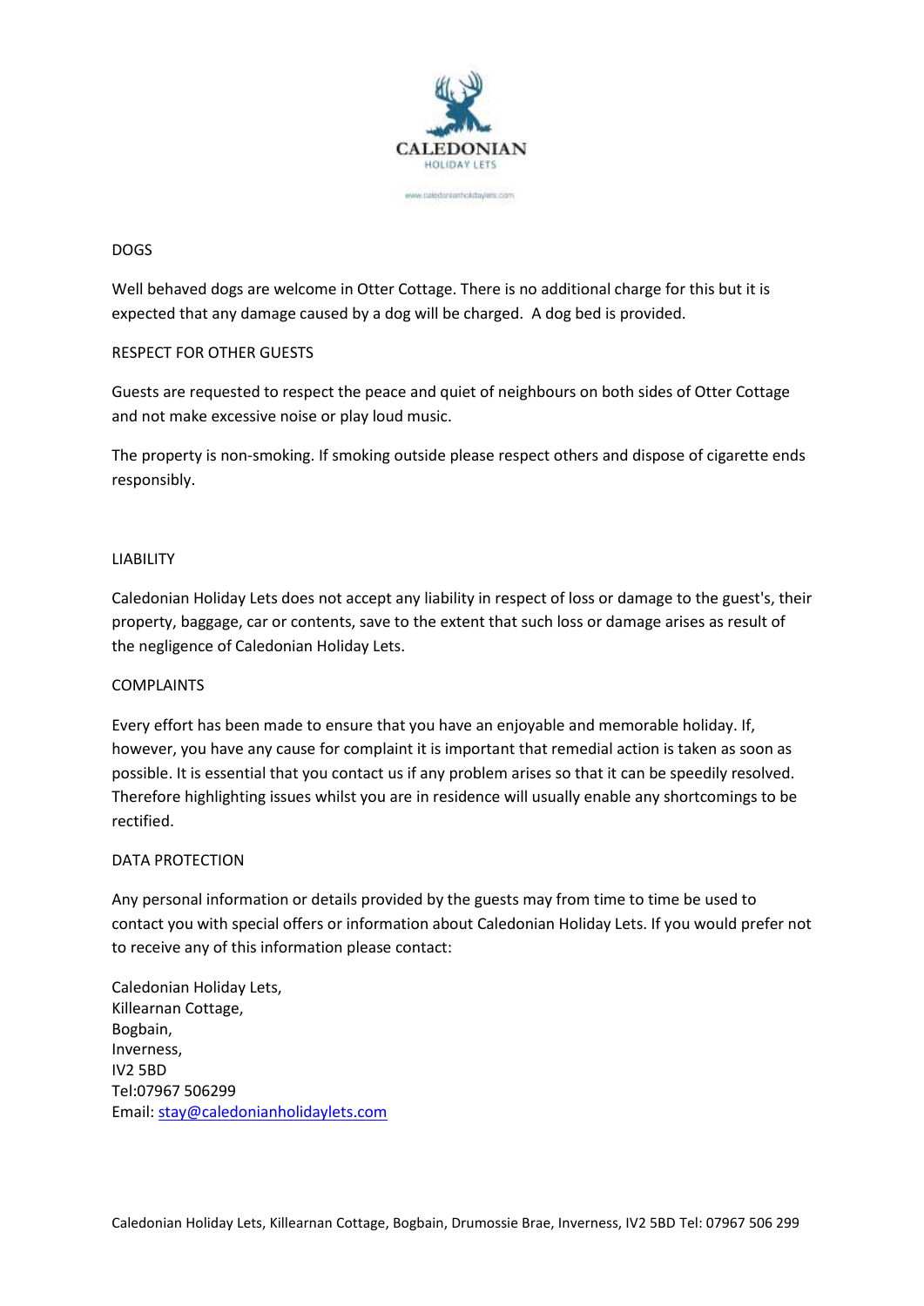## DOGS

Well behaved dogs are welcome in Otter Cottage. There is no additional charge for this but it is expected that any damage caused by a dog will be charged. A dog bed is provided.

## RESPECT FOR OTHER GUESTS

Guests are requested to respect the peace and quiet of neighbours on both sides of Otter Cottage and not make excessive noise or play loud music.

The property is non-smoking. If smoking outside please respect others and dispose of cigarette ends responsibly.

## LIABILITY

Caledonian Holiday Lets does not accept any liability in respect of loss or damage to the guest's, their property, baggage, car or contents, save to the extent that such loss or damage arises as result of the negligence of Caledonian Holiday Lets.

## COMPLAINTS

Every effort has been made to ensure that you have an enjoyable and memorable holiday. If, however, you have any cause for complaint it is important that remedial action is taken as soon as possible. It is essential that you contact us if any problem arises so that it can be speedily resolved. Therefore highlighting issues whilst you are in residence will usually enable any shortcomings to be rectified.

## DATA PROTECTION

Any personal information or details provided by the guests may from time to time be used to contact you with special offers or information about Caledonian Holiday Lets. If you would prefer not to receive any of this information please contact:

Caledonian Holiday Lets,
Killearnan Cottage,
Bogbain,
Inverness,
IV2 5BD
Tel:07967 506299
Email: stay@caledonianholidaylets.com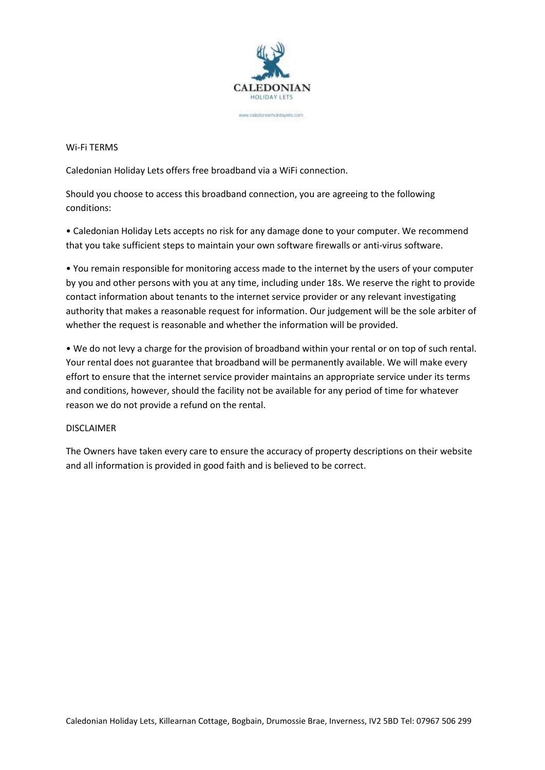Wi-Fi TERMS

Caledonian Holiday Lets offers free broadband via a WiFi connection.

Should you choose to access this broadband connection, you are agreeing to the following conditions:

- Caledonian Holiday Lets accepts no risk for any damage done to your computer. We recommend that you take sufficient steps to maintain your own software firewalls or anti-virus software.
- You remain responsible for monitoring access made to the internet by the users of your computer by you and other persons with you at any time, including under 18s. We reserve the right to provide contact information about tenants to the internet service provider or any relevant investigating authority that makes a reasonable request for information. Our judgement will be the sole arbiter of whether the request is reasonable and whether the information will be provided.
- We do not levy a charge for the provision of broadband within your rental or on top of such rental. Your rental does not guarantee that broadband will be permanently available. We will make every effort to ensure that the internet service provider maintains an appropriate service under its terms and conditions, however, should the facility not be available for any period of time for whatever reason we do not provide a refund on the rental.

DISCLAIMER

The Owners have taken every care to ensure the accuracy of property descriptions on their website and all information is provided in good faith and is believed to be correct.